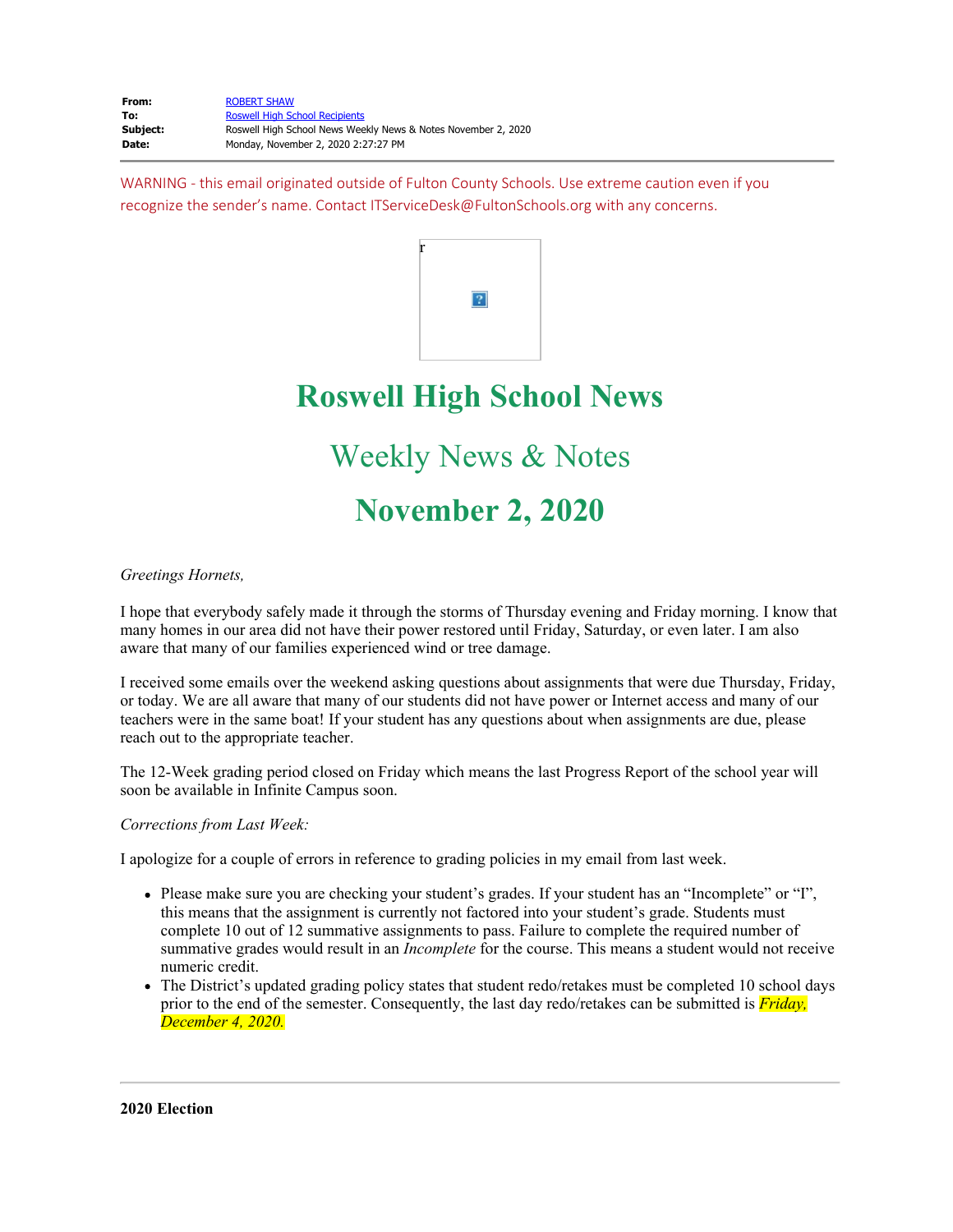| | |
|---|---|
| **From:** | ROBERT SHAW |
| **To:** | Roswell High School Recipients |
| **Subject:** | Roswell High School News Weekly News & Notes November 2, 2020 |
| **Date:** | Monday, November 2, 2020 2:27:27 PM |

WARNING - this email originated outside of Fulton County Schools. Use extreme caution even if you recognize the sender's name. Contact ITServiceDesk@FultonSchools.org with any concerns.

# Roswell High School News

## Weekly News & Notes

## November 2, 2020

*Greetings Hornets,*

I hope that everybody safely made it through the storms of Thursday evening and Friday morning. I know that many homes in our area did not have their power restored until Friday, Saturday, or even later. I am also aware that many of our families experienced wind or tree damage.

I received some emails over the weekend asking questions about assignments that were due Thursday, Friday, or today. We are all aware that many of our students did not have power or Internet access and many of our teachers were in the same boat! If your student has any questions about when assignments are due, please reach out to the appropriate teacher.

The 12-Week grading period closed on Friday which means the last Progress Report of the school year will soon be available in Infinite Campus soon.

*Corrections from Last Week:*

I apologize for a couple of errors in reference to grading policies in my email from last week.

- Please make sure you are checking your student's grades. If your student has an "Incomplete" or "I", this means that the assignment is currently not factored into your student's grade. Students must complete 10 out of 12 summative assignments to pass. Failure to complete the required number of summative grades would result in an *Incomplete* for the course. This means a student would not receive numeric credit.
- The District's updated grading policy states that student redo/retakes must be completed 10 school days prior to the end of the semester. Consequently, the last day redo/retakes can be submitted is *Friday, December 4, 2020.*

---

**2020 Election**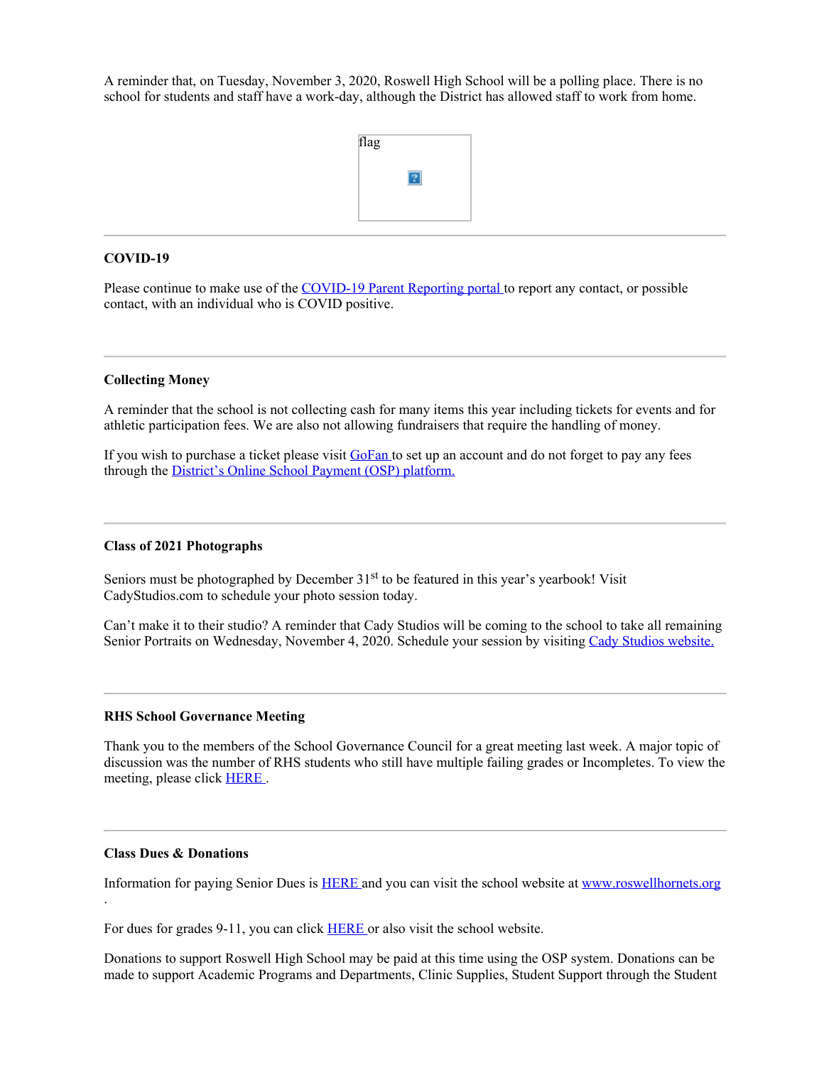A reminder that, on Tuesday, November 3, 2020, Roswell High School will be a polling place. There is no school for students and staff have a work-day, although the District has allowed staff to work from home.

flag

---

**COVID-19**

Please continue to make use of the COVID-19 Parent Reporting portal to report any contact, or possible contact, with an individual who is COVID positive.

---

**Collecting Money**

A reminder that the school is not collecting cash for many items this year including tickets for events and for athletic participation fees. We are also not allowing fundraisers that require the handling of money.

If you wish to purchase a ticket please visit GoFan to set up an account and do not forget to pay any fees through the District's Online School Payment (OSP) platform.

---

**Class of 2021 Photographs**

Seniors must be photographed by December 31st to be featured in this year's yearbook! Visit CadyStudios.com to schedule your photo session today.

Can't make it to their studio? A reminder that Cady Studios will be coming to the school to take all remaining Senior Portraits on Wednesday, November 4, 2020. Schedule your session by visiting Cady Studios website.

---

**RHS School Governance Meeting**

Thank you to the members of the School Governance Council for a great meeting last week. A major topic of discussion was the number of RHS students who still have multiple failing grades or Incompletes. To view the meeting, please click HERE .

---

**Class Dues & Donations**

Information for paying Senior Dues is HERE and you can visit the school website at www.roswellhornets.org .

For dues for grades 9-11, you can click HERE or also visit the school website.

Donations to support Roswell High School may be paid at this time using the OSP system. Donations can be made to support Academic Programs and Departments, Clinic Supplies, Student Support through the Student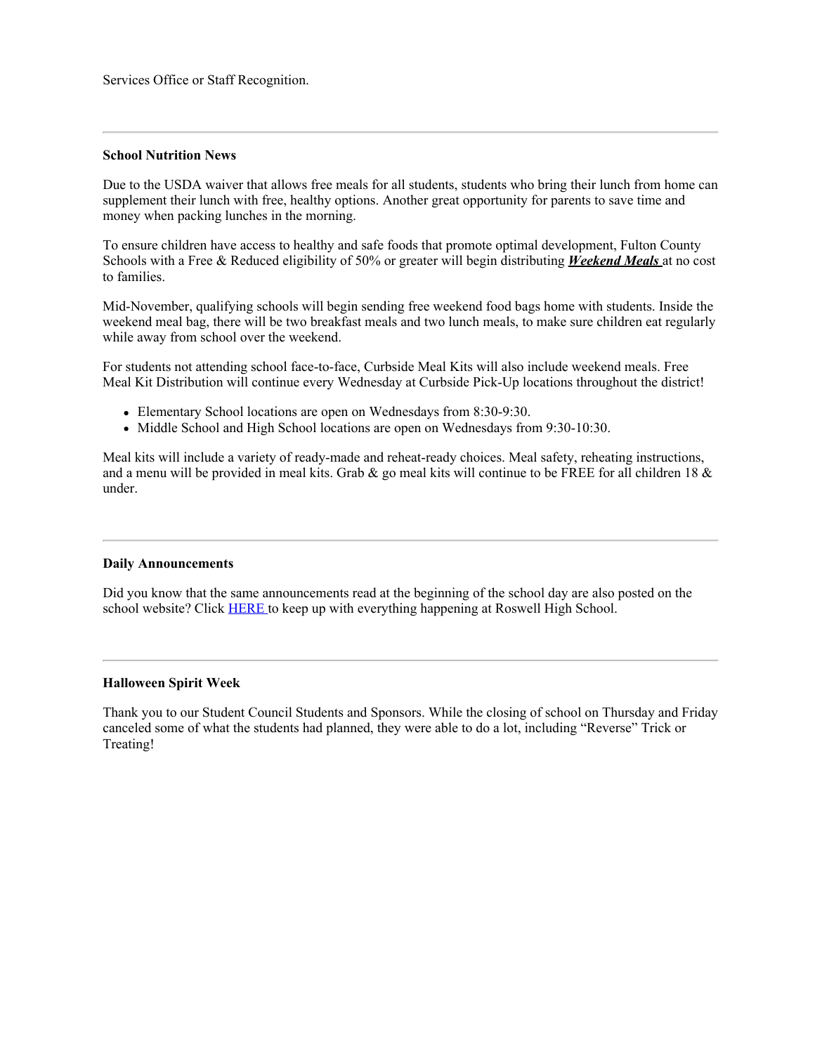Services Office or Staff Recognition.

---

**School Nutrition News**

Due to the USDA waiver that allows free meals for all students, students who bring their lunch from home can supplement their lunch with free, healthy options. Another great opportunity for parents to save time and money when packing lunches in the morning.

To ensure children have access to healthy and safe foods that promote optimal development, Fulton County Schools with a Free & Reduced eligibility of 50% or greater will begin distributing ***Weekend Meals*** at no cost to families.

Mid-November, qualifying schools will begin sending free weekend food bags home with students. Inside the weekend meal bag, there will be two breakfast meals and two lunch meals, to make sure children eat regularly while away from school over the weekend.

For students not attending school face-to-face, Curbside Meal Kits will also include weekend meals. Free Meal Kit Distribution will continue every Wednesday at Curbside Pick-Up locations throughout the district!

- Elementary School locations are open on Wednesdays from 8:30-9:30.
- Middle School and High School locations are open on Wednesdays from 9:30-10:30.

Meal kits will include a variety of ready-made and reheat-ready choices. Meal safety, reheating instructions, and a menu will be provided in meal kits. Grab & go meal kits will continue to be FREE for all children 18 & under.

---

**Daily Announcements**

Did you know that the same announcements read at the beginning of the school day are also posted on the school website? Click HERE to keep up with everything happening at Roswell High School.

---

**Halloween Spirit Week**

Thank you to our Student Council Students and Sponsors. While the closing of school on Thursday and Friday canceled some of what the students had planned, they were able to do a lot, including “Reverse” Trick or Treating!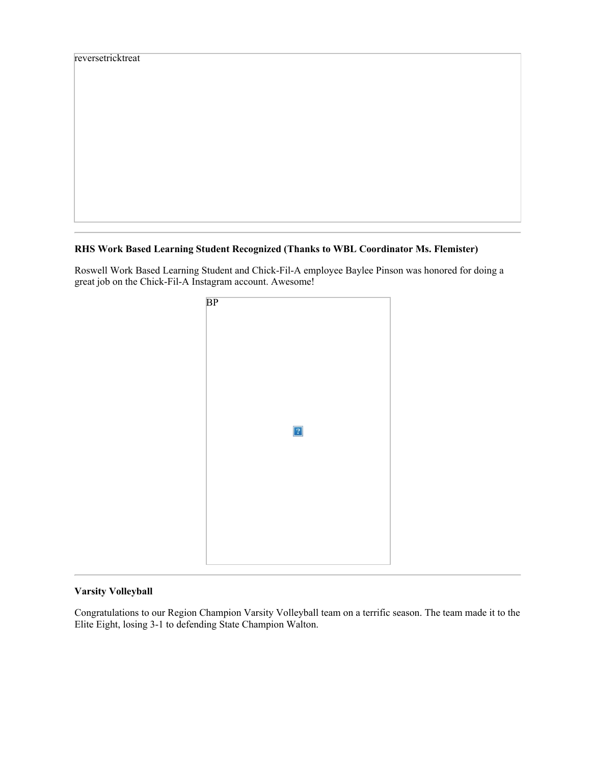reversetricktreat

---

**RHS Work Based Learning Student Recognized (Thanks to WBL Coordinator Ms. Flemister)**

Roswell Work Based Learning Student and Chick-Fil-A employee Baylee Pinson was honored for doing a great job on the Chick-Fil-A Instagram account. Awesome!

BP

---

**Varsity Volleyball**

Congratulations to our Region Champion Varsity Volleyball team on a terrific season. The team made it to the Elite Eight, losing 3-1 to defending State Champion Walton.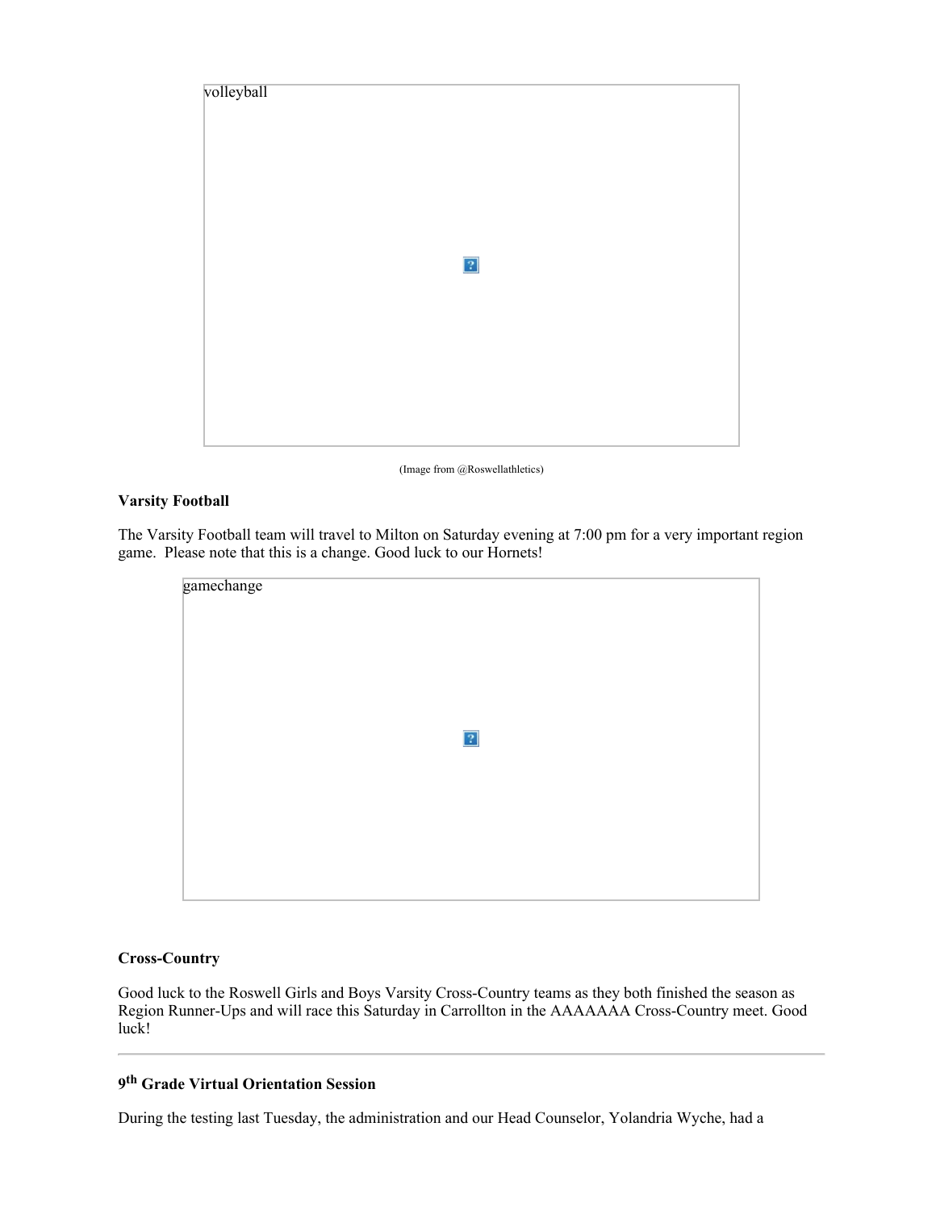volleyball

(Image from @Roswellathletics)

**Varsity Football**

The Varsity Football team will travel to Milton on Saturday evening at 7:00 pm for a very important region game. Please note that this is a change. Good luck to our Hornets!

gamechange

**Cross-Country**

Good luck to the Roswell Girls and Boys Varsity Cross-Country teams as they both finished the season as Region Runner-Ups and will race this Saturday in Carrollton in the AAAAAAA Cross-Country meet. Good luck!

---

**9th Grade Virtual Orientation Session**

During the testing last Tuesday, the administration and our Head Counselor, Yolandria Wyche, had a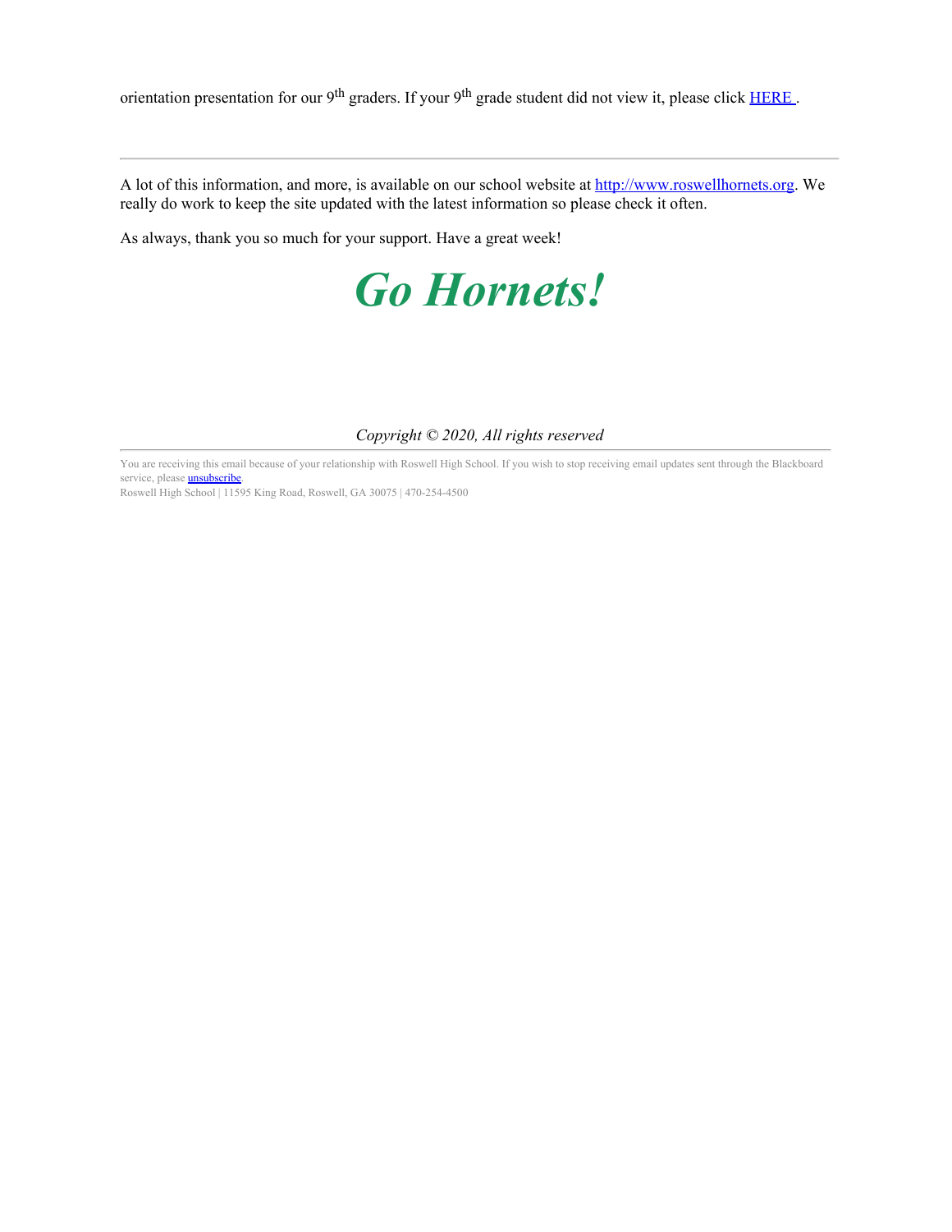orientation presentation for our 9th graders. If your 9th grade student did not view it, please click HERE .

---

A lot of this information, and more, is available on our school website at http://www.roswellhornets.org. We really do work to keep the site updated with the latest information so please check it often.

As always, thank you so much for your support. Have a great week!

# *Go Hornets!*

*Copyright © 2020, All rights reserved*

---

You are receiving this email because of your relationship with Roswell High School. If you wish to stop receiving email updates sent through the Blackboard service, please unsubscribe.
Roswell High School | 11595 King Road, Roswell, GA 30075 | 470-254-4500